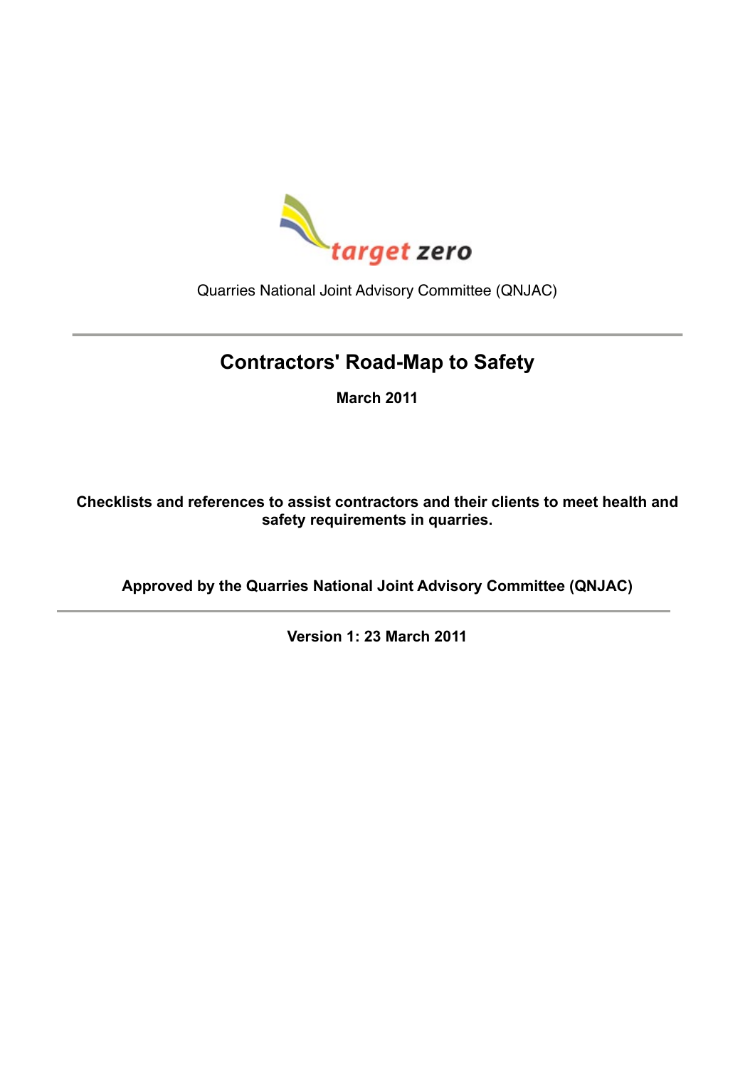target zero

Quarries National Joint Advisory Committee (QNJAC)

---

# Contractors' Road-Map to Safety

**March 2011**

**Checklists and references to assist contractors and their clients to meet health and safety requirements in quarries.**

**Approved by the Quarries National Joint Advisory Committee (QNJAC)**

---

**Version 1: 23 March 2011**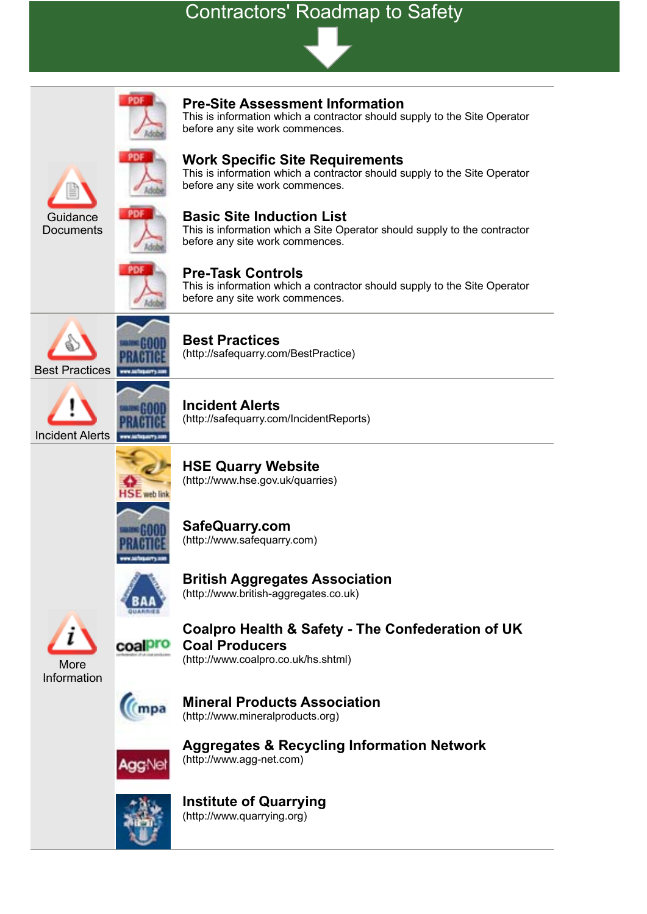# Contractors' Roadmap to Safety

## Guidance Documents

### Pre-Site Assessment Information
This is information which a contractor should supply to the Site Operator before any site work commences.

### Work Specific Site Requirements
This is information which a contractor should supply to the Site Operator before any site work commences.

### Basic Site Induction List
This is information which a Site Operator should supply to the contractor before any site work commences.

### Pre-Task Controls
This is information which a contractor should supply to the Site Operator before any site work commences.

## Best Practices

### Best Practices
(http://safequarry.com/BestPractice)

## Incident Alerts

### Incident Alerts
(http://safequarry.com/IncidentReports)

## More Information

### HSE Quarry Website
(http://www.hse.gov.uk/quarries)

### SafeQuarry.com
(http://www.safequarry.com)

### British Aggregates Association
(http://www.british-aggregates.co.uk)

### Coalpro Health & Safety - The Confederation of UK Coal Producers
(http://www.coalpro.co.uk/hs.shtml)

### Mineral Products Association
(http://www.mineralproducts.org)

### Aggregates & Recycling Information Network
(http://www.agg-net.com)

### Institute of Quarrying
(http://www.quarrying.org)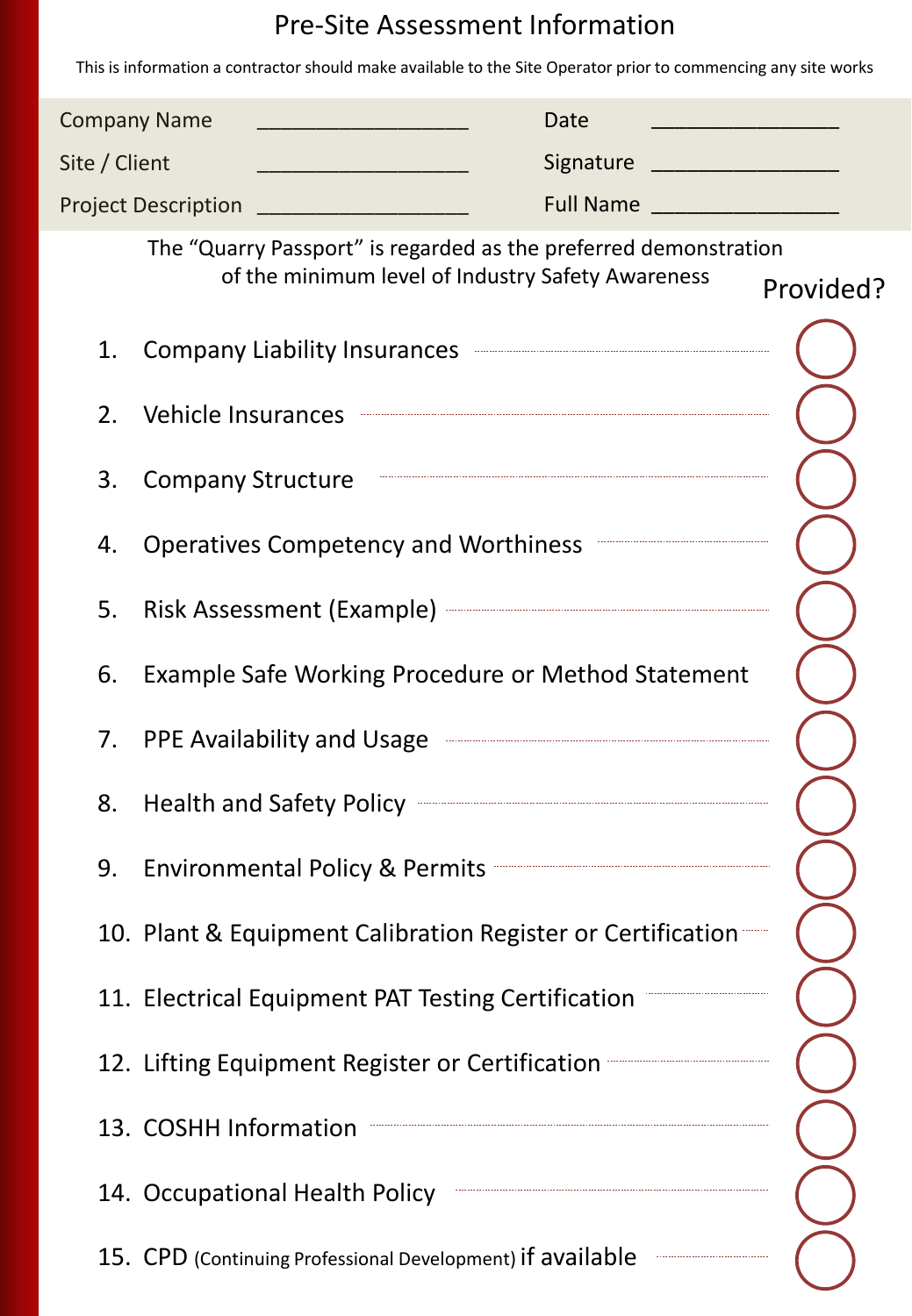# Pre-Site Assessment Information

This is information a contractor should make available to the Site Operator prior to commencing any site works

| | | | |
|---|---|---|---|
| Company Name | ___________________ | Date | _________________ |
| Site / Client | ___________________ | Signature | _________________ |
| Project Description | ___________________ | Full Name | _________________ |

The "Quarry Passport" is regarded as the preferred demonstration of the minimum level of Industry Safety Awareness

| | Provided? |
|---|---|
| 1. Company Liability Insurances | ◯ |
| 2. Vehicle Insurances | ◯ |
| 3. Company Structure | ◯ |
| 4. Operatives Competency and Worthiness | ◯ |
| 5. Risk Assessment (Example) | ◯ |
| 6. Example Safe Working Procedure or Method Statement | ◯ |
| 7. PPE Availability and Usage | ◯ |
| 8. Health and Safety Policy | ◯ |
| 9. Environmental Policy & Permits | ◯ |
| 10. Plant & Equipment Calibration Register or Certification | ◯ |
| 11. Electrical Equipment PAT Testing Certification | ◯ |
| 12. Lifting Equipment Register or Certification | ◯ |
| 13. COSHH Information | ◯ |
| 14. Occupational Health Policy | ◯ |
| 15. CPD (Continuing Professional Development) if available | ◯ |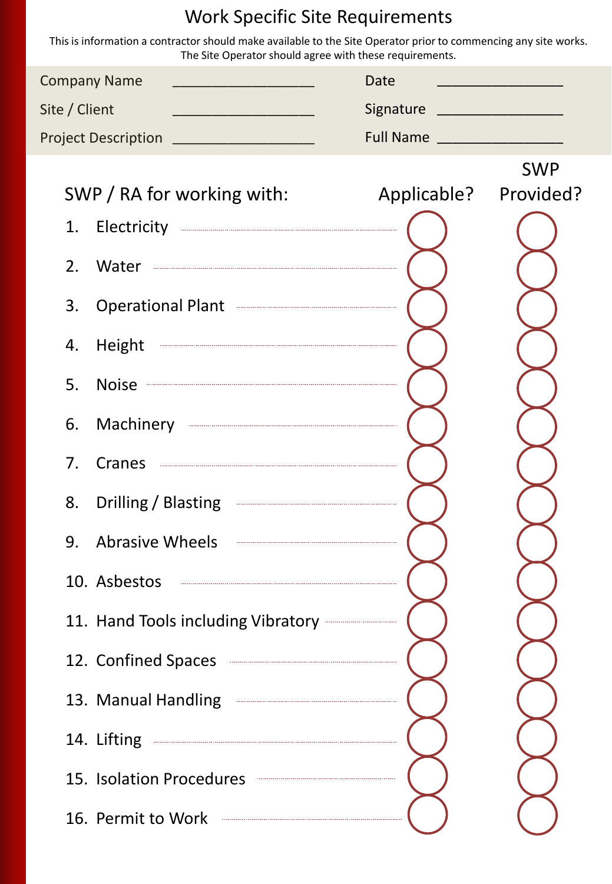# Work Specific Site Requirements

This is information a contractor should make available to the Site Operator prior to commencing any site works. The Site Operator should agree with these requirements.

| | | | |
|---|---|---|---|
| Company Name | ____________________ | Date | __________________ |
| Site / Client | ____________________ | Signature | __________________ |
| Project Description | ____________________ | Full Name | __________________ |

| SWP / RA for working with: | Applicable? | SWP Provided? |
|---|---|---|
| 1. Electricity | ◯ | ◯ |
| 2. Water | ◯ | ◯ |
| 3. Operational Plant | ◯ | ◯ |
| 4. Height | ◯ | ◯ |
| 5. Noise | ◯ | ◯ |
| 6. Machinery | ◯ | ◯ |
| 7. Cranes | ◯ | ◯ |
| 8. Drilling / Blasting | ◯ | ◯ |
| 9. Abrasive Wheels | ◯ | ◯ |
| 10. Asbestos | ◯ | ◯ |
| 11. Hand Tools including Vibratory | ◯ | ◯ |
| 12. Confined Spaces | ◯ | ◯ |
| 13. Manual Handling | ◯ | ◯ |
| 14. Lifting | ◯ | ◯ |
| 15. Isolation Procedures | ◯ | ◯ |
| 16. Permit to Work | ◯ | ◯ |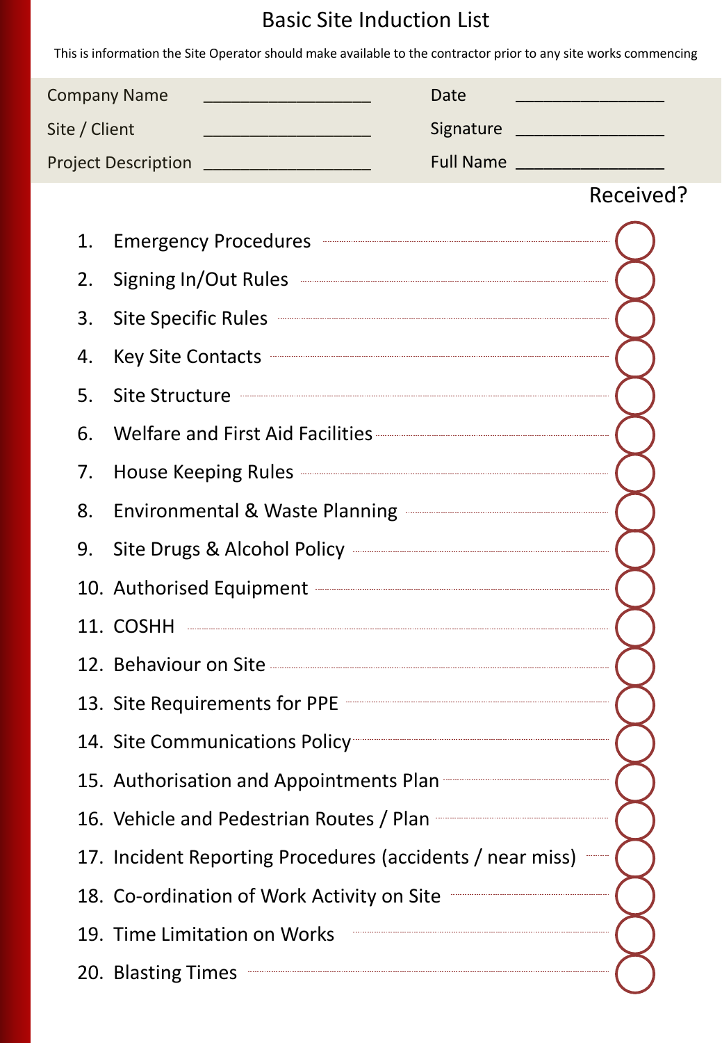# Basic Site Induction List

This is information the Site Operator should make available to the contractor prior to any site works commencing

| | | | |
|---|---|---|---|
| Company Name | ___________________ | Date | _________________ |
| Site / Client | ___________________ | Signature | _________________ |
| Project Description | ___________________ | Full Name | _________________ |

| | Received? |
|---|---|
| 1. Emergency Procedures | ◯ |
| 2. Signing In/Out Rules | ◯ |
| 3. Site Specific Rules | ◯ |
| 4. Key Site Contacts | ◯ |
| 5. Site Structure | ◯ |
| 6. Welfare and First Aid Facilities | ◯ |
| 7. House Keeping Rules | ◯ |
| 8. Environmental & Waste Planning | ◯ |
| 9. Site Drugs & Alcohol Policy | ◯ |
| 10. Authorised Equipment | ◯ |
| 11. COSHH | ◯ |
| 12. Behaviour on Site | ◯ |
| 13. Site Requirements for PPE | ◯ |
| 14. Site Communications Policy | ◯ |
| 15. Authorisation and Appointments Plan | ◯ |
| 16. Vehicle and Pedestrian Routes / Plan | ◯ |
| 17. Incident Reporting Procedures (accidents / near miss) | ◯ |
| 18. Co-ordination of Work Activity on Site | ◯ |
| 19. Time Limitation on Works | ◯ |
| 20. Blasting Times | ◯ |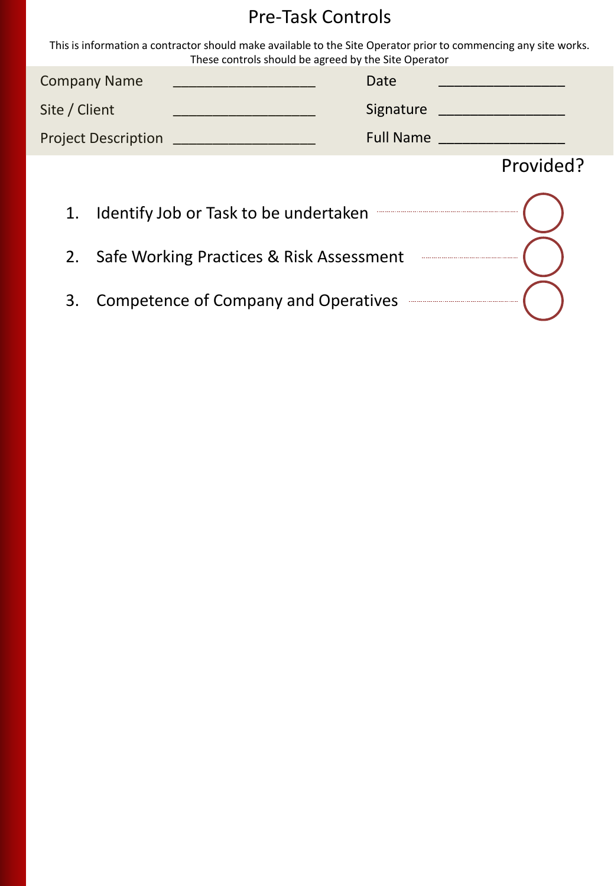# Pre-Task Controls

This is information a contractor should make available to the Site Operator prior to commencing any site works.
These controls should be agreed by the Site Operator

| | | | |
|---|---|---|---|
| Company Name | ___________________ | Date | _________________ |
| Site / Client | ___________________ | Signature | _________________ |
| Project Description | ___________________ | Full Name | _________________ |

Provided?

1. Identify Job or Task to be undertaken ◯
2. Safe Working Practices & Risk Assessment ◯
3. Competence of Company and Operatives ◯